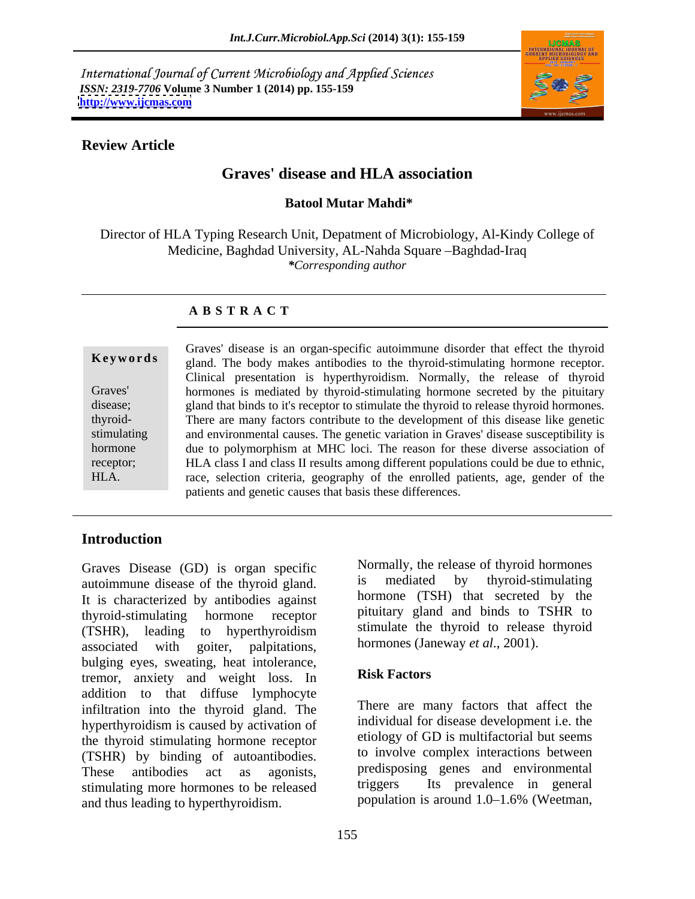*International Journal of Current Microbiology and Applied Sciences*
*ISSN: 2319-7706* **Volume 3 Number 1 (2014) pp. 155-159**
**http://www.ijcmas.com**

**Review Article**

# Graves' disease and HLA association

**Batool Mutar Mahdi***

Director of HLA Typing Research Unit, Depatment of Microbiology, Al-Kindy College of Medicine, Baghdad University, AL-Nahda Square –Baghdad-Iraq
***Corresponding author**

## A B S T R A C T

**Keywords**

Graves' disease; thyroid-stimulating hormone receptor; HLA.

Graves' disease is an organ-specific autoimmune disorder that effect the thyroid gland. The body makes antibodies to the thyroid-stimulating hormone receptor. Clinical presentation is hyperthyroidism. Normally, the release of thyroid hormones is mediated by thyroid-stimulating hormone secreted by the pituitary gland that binds to it's receptor to stimulate the thyroid to release thyroid hormones. There are many factors contribute to the development of this disease like genetic and environmental causes. The genetic variation in Graves' disease susceptibility is due to polymorphism at MHC loci. The reason for these diverse association of HLA class I and class II results among different populations could be due to ethnic, race, selection criteria, geography of the enrolled patients, age, gender of the patients and genetic causes that basis these differences.

## Introduction

Graves Disease (GD) is organ specific autoimmune disease of the thyroid gland. It is characterized by antibodies against thyroid-stimulating hormone receptor (TSHR), leading to hyperthyroidism associated with goiter, palpitations, bulging eyes, sweating, heat intolerance, tremor, anxiety and weight loss. In addition to that diffuse lymphocyte infiltration into the thyroid gland. The hyperthyroidism is caused by activation of the thyroid stimulating hormone receptor (TSHR) by binding of autoantibodies. These antibodies act as agonists, stimulating more hormones to be released and thus leading to hyperthyroidism.

Normally, the release of thyroid hormones is mediated by thyroid-stimulating hormone (TSH) that secreted by the pituitary gland and binds to TSHR to stimulate the thyroid to release thyroid hormones (Janeway *et al*., 2001).

### Risk Factors

There are many factors that affect the individual for disease development i.e. the etiology of GD is multifactorial but seems to involve complex interactions between predisposing genes and environmental triggers Its prevalence in general population is around 1.0–1.6% (Weetman,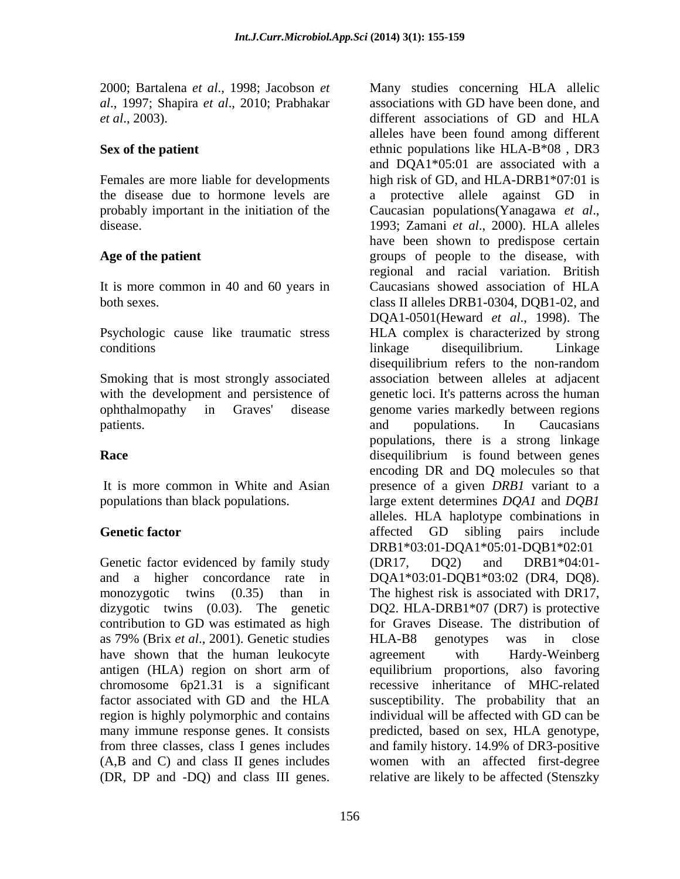2000; Bartalena *et al*., 1998; Jacobson *et al*., 1997; Shapira *et al*., 2010; Prabhakar *et al*., 2003).

**Sex of the patient**

Females are more liable for developments the disease due to hormone levels are probably important in the initiation of the disease.

**Age of the patient**

It is more common in 40 and 60 years in both sexes.

Psychologic cause like traumatic stress conditions

Smoking that is most strongly associated with the development and persistence of ophthalmopathy in Graves' disease patients.

**Race**

It is more common in White and Asian populations than black populations.

**Genetic factor**

Genetic factor evidenced by family study and a higher concordance rate in monozygotic twins (0.35) than in dizygotic twins (0.03). The genetic contribution to GD was estimated as high as 79% (Brix *et al*., 2001). Genetic studies have shown that the human leukocyte antigen (HLA) region on short arm of chromosome 6p21.31 is a significant factor associated with GD and the HLA region is highly polymorphic and contains many immune response genes. It consists from three classes, class I genes includes (A,B and C) and class II genes includes (DR, DP and -DQ) and class III genes. Many studies concerning HLA allelic associations with GD have been done, and different associations of GD and HLA alleles have been found among different ethnic populations like HLA-B*08 , DR3 and DQA1*05:01 are associated with a high risk of GD, and HLA-DRB1*07:01 is a protective allele against GD in Caucasian populations(Yanagawa *et al*., 1993; Zamani *et al*., 2000). HLA alleles have been shown to predispose certain groups of people to the disease, with regional and racial variation. British Caucasians showed association of HLA class II alleles DRB1-0304, DQB1-02, and DQA1-0501(Heward *et al*., 1998). The HLA complex is characterized by strong linkage disequilibrium. Linkage disequilibrium refers to the non-random association between alleles at adjacent genetic loci. It's patterns across the human genome varies markedly between regions and populations. In Caucasians populations, there is a strong linkage disequilibrium is found between genes encoding DR and DQ molecules so that presence of a given *DRB1* variant to a large extent determines *DQA1* and *DQB1* alleles. HLA haplotype combinations in affected GD sibling pairs include DRB1*03:01-DQA1*05:01-DQB1*02:01 (DR17, DQ2) and DRB1*04:01-DQA1*03:01-DQB1*03:02 (DR4, DQ8). The highest risk is associated with DR17, DQ2. HLA-DRB1*07 (DR7) is protective for Graves Disease. The distribution of HLA-B8 genotypes was in close agreement with Hardy-Weinberg equilibrium proportions, also favoring recessive inheritance of MHC-related susceptibility. The probability that an individual will be affected with GD can be predicted, based on sex, HLA genotype, and family history. 14.9% of DR3-positive women with an affected first-degree relative are likely to be affected (Stenszky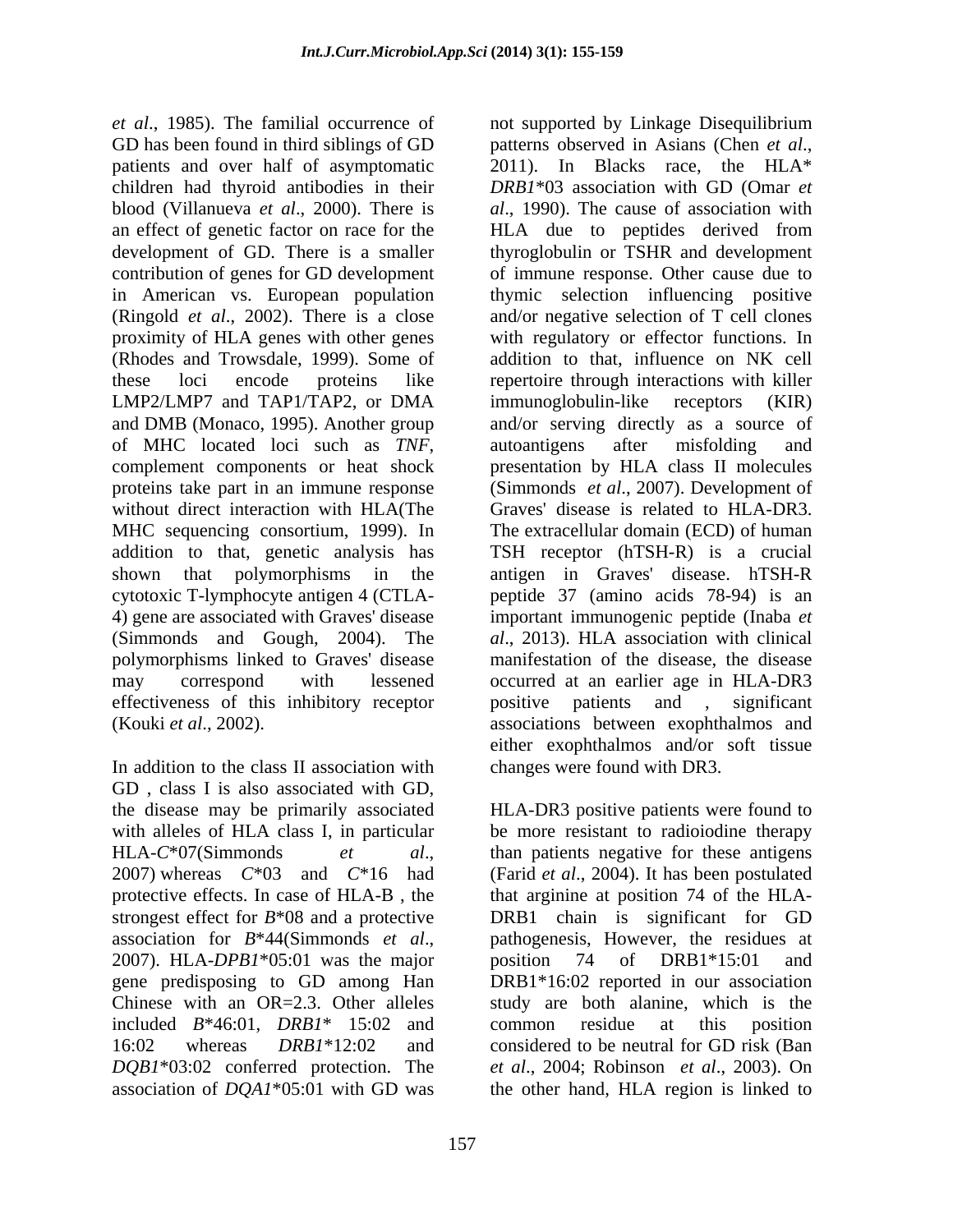*et al*., 1985). The familial occurrence of GD has been found in third siblings of GD patients and over half of asymptomatic children had thyroid antibodies in their blood (Villanueva *et al*., 2000). There is an effect of genetic factor on race for the development of GD. There is a smaller contribution of genes for GD development in American vs. European population (Ringold *et al*., 2002). There is a close proximity of HLA genes with other genes (Rhodes and Trowsdale, 1999). Some of these loci encode proteins like LMP2/LMP7 and TAP1/TAP2, or DMA and DMB (Monaco, 1995). Another group of MHC located loci such as *TNF*, complement components or heat shock proteins take part in an immune response without direct interaction with HLA(The MHC sequencing consortium, 1999). In addition to that, genetic analysis has shown that polymorphisms in the cytotoxic T-lymphocyte antigen 4 (CTLA-4) gene are associated with Graves' disease (Simmonds and Gough, 2004). The polymorphisms linked to Graves' disease may correspond with lessened effectiveness of this inhibitory receptor (Kouki *et al*., 2002).

In addition to the class II association with GD , class I is also associated with GD, the disease may be primarily associated with alleles of HLA class I, in particular HLA-*C*\*07(Simmonds *et al*., 2007) whereas *C*\*03 and *C*\*16 had protective effects. In case of HLA-B , the strongest effect for *B*\*08 and a protective association for *B*\*44(Simmonds *et al*., 2007). HLA-*DPB1*\*05:01 was the major gene predisposing to GD among Han Chinese with an OR=2.3. Other alleles included *B*\*46:01, *DRB1*\* 15:02 and 16:02 whereas *DRB1*\*12:02 and *DQB1*\*03:02 conferred protection. The association of *DQA1*\*05:01 with GD was not supported by Linkage Disequilibrium patterns observed in Asians (Chen *et al*., 2011). In Blacks race, the HLA\* *DRB1*\*03 association with GD (Omar *et al*., 1990). The cause of association with HLA due to peptides derived from thyroglobulin or TSHR and development of immune response. Other cause due to thymic selection influencing positive and/or negative selection of T cell clones with regulatory or effector functions. In addition to that, influence on NK cell repertoire through interactions with killer immunoglobulin-like receptors (KIR) and/or serving directly as a source of autoantigens after misfolding and presentation by HLA class II molecules (Simmonds *et al*., 2007). Development of Graves' disease is related to HLA-DR3. The extracellular domain (ECD) of human TSH receptor (hTSH-R) is a crucial antigen in Graves' disease. hTSH-R peptide 37 (amino acids 78-94) is an important immunogenic peptide (Inaba *et al*., 2013). HLA association with clinical manifestation of the disease, the disease occurred at an earlier age in HLA-DR3 positive patients and , significant associations between exophthalmos and either exophthalmos and/or soft tissue changes were found with DR3.

HLA-DR3 positive patients were found to be more resistant to radioiodine therapy than patients negative for these antigens (Farid *et al*., 2004). It has been postulated that arginine at position 74 of the HLA-DRB1 chain is significant for GD pathogenesis, However, the residues at position 74 of DRB1\*15:01 and DRB1\*16:02 reported in our association study are both alanine, which is the common residue at this position considered to be neutral for GD risk (Ban *et al*., 2004; Robinson *et al*., 2003). On the other hand, HLA region is linked to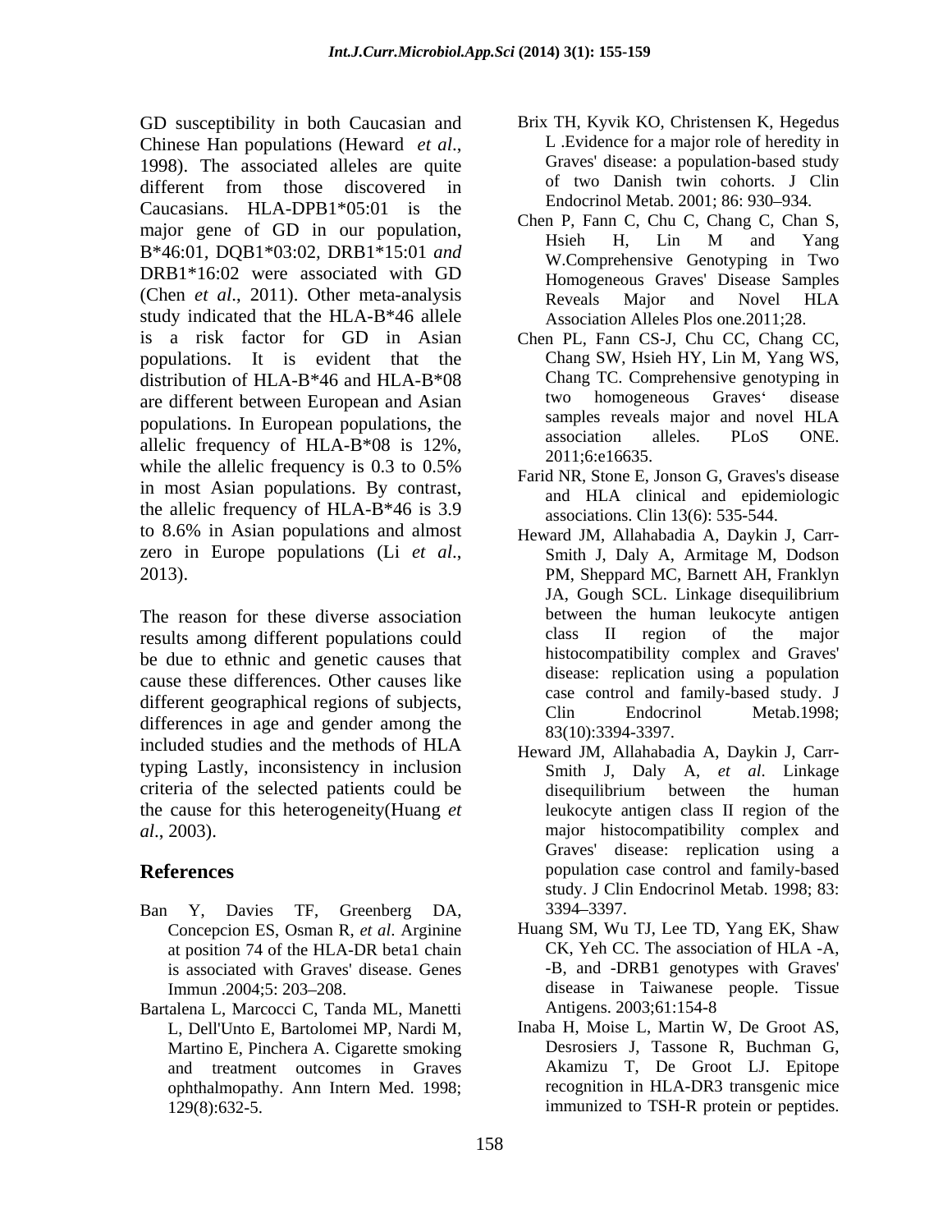GD susceptibility in both Caucasian and Chinese Han populations (Heward *et al*., 1998). The associated alleles are quite different from those discovered in Caucasians. HLA-DPB1*05:01 is the major gene of GD in our population, B*46:01, DQB1*03:02, DRB1*15:01 *and* DRB1*16:02 were associated with GD (Chen *et al*., 2011). Other meta-analysis study indicated that the HLA-B*46 allele is a risk factor for GD in Asian populations. It is evident that the distribution of HLA-B*46 and HLA-B*08 are different between European and Asian populations. In European populations, the allelic frequency of HLA-B*08 is 12%, while the allelic frequency is 0.3 to 0.5% in most Asian populations. By contrast, the allelic frequency of HLA-B*46 is 3.9 to 8.6% in Asian populations and almost zero in Europe populations (Li *et al*., 2013).

The reason for these diverse association results among different populations could be due to ethnic and genetic causes that cause these differences. Other causes like different geographical regions of subjects, differences in age and gender among the included studies and the methods of HLA typing Lastly, inconsistency in inclusion criteria of the selected patients could be the cause for this heterogeneity(Huang *et al*., 2003).

## References

- Ban Y, Davies TF, Greenberg DA, Concepcion ES, Osman R, *et al*. Arginine at position 74 of the HLA-DR beta1 chain is associated with Graves' disease. Genes Immun .2004;5: 203–208.
- Bartalena L, Marcocci C, Tanda ML, Manetti L, Dell'Unto E, Bartolomei MP, Nardi M, Martino E, Pinchera A. Cigarette smoking and treatment outcomes in Graves ophthalmopathy. Ann Intern Med. 1998; 129(8):632-5.
- Brix TH, Kyvik KO, Christensen K, Hegedus L .Evidence for a major role of heredity in Graves' disease: a population-based study of two Danish twin cohorts. J Clin Endocrinol Metab. 2001; 86: 930–934.
- Chen P, Fann C, Chu C, Chang C, Chan S, Hsieh H, Lin M and Yang W.Comprehensive Genotyping in Two Homogeneous Graves' Disease Samples Reveals Major and Novel HLA Association Alleles Plos one.2011;28.
- Chen PL, Fann CS-J, Chu CC, Chang CC, Chang SW, Hsieh HY, Lin M, Yang WS, Chang TC. Comprehensive genotyping in two homogeneous Graves' disease samples reveals major and novel HLA association alleles. PLoS ONE. 2011;6:e16635.
- Farid NR, Stone E, Jonson G, Graves's disease and HLA clinical and epidemiologic associations. Clin 13(6): 535-544.
- Heward JM, Allahabadia A, Daykin J, Carr-Smith J, Daly A, Armitage M, Dodson PM, Sheppard MC, Barnett AH, Franklyn JA, Gough SCL. Linkage disequilibrium between the human leukocyte antigen class II region of the major histocompatibility complex and Graves' disease: replication using a population case control and family-based study. J Clin Endocrinol Metab.1998; 83(10):3394-3397.
- Heward JM, Allahabadia A, Daykin J, Carr-Smith J, Daly A, *et al*. Linkage disequilibrium between the human leukocyte antigen class II region of the major histocompatibility complex and Graves' disease: replication using a population case control and family-based study. J Clin Endocrinol Metab. 1998; 83: 3394–3397.
- Huang SM, Wu TJ, Lee TD, Yang EK, Shaw CK, Yeh CC. The association of HLA -A, -B, and -DRB1 genotypes with Graves' disease in Taiwanese people. Tissue Antigens. 2003;61:154-8
- Inaba H, Moise L, Martin W, De Groot AS, Desrosiers J, Tassone R, Buchman G, Akamizu T, De Groot LJ. Epitope recognition in HLA-DR3 transgenic mice immunized to TSH-R protein or peptides.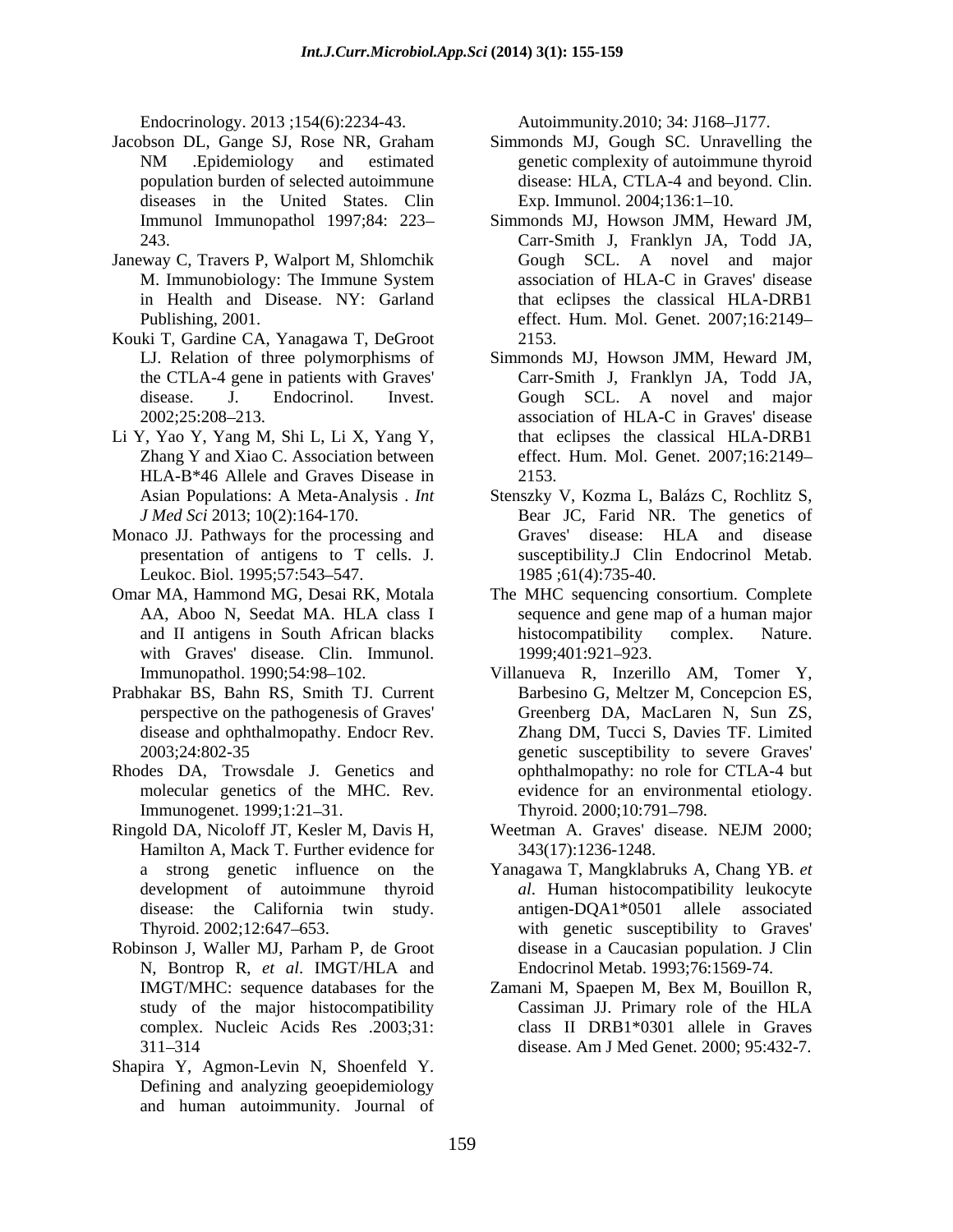Endocrinology. 2013 ;154(6):2234-43.

Jacobson DL, Gange SJ, Rose NR, Graham NM .Epidemiology and estimated population burden of selected autoimmune diseases in the United States. Clin Immunol Immunopathol 1997;84: 223–243.

Janeway C, Travers P, Walport M, Shlomchik M. Immunobiology: The Immune System in Health and Disease. NY: Garland Publishing, 2001.

Kouki T, Gardine CA, Yanagawa T, DeGroot LJ. Relation of three polymorphisms of the CTLA-4 gene in patients with Graves' disease. J. Endocrinol. Invest. 2002;25:208–213.

Li Y, Yao Y, Yang M, Shi L, Li X, Yang Y, Zhang Y and Xiao C. Association between HLA-B*46 Allele and Graves Disease in Asian Populations: A Meta-Analysis . *Int J Med Sci* 2013; 10(2):164-170.

Monaco JJ. Pathways for the processing and presentation of antigens to T cells. J. Leukoc. Biol. 1995;57:543–547.

Omar MA, Hammond MG, Desai RK, Motala AA, Aboo N, Seedat MA. HLA class I and II antigens in South African blacks with Graves' disease. Clin. Immunol. Immunopathol. 1990;54:98–102.

Prabhakar BS, Bahn RS, Smith TJ. Current perspective on the pathogenesis of Graves' disease and ophthalmopathy. Endocr Rev. 2003;24:802-35

Rhodes DA, Trowsdale J. Genetics and molecular genetics of the MHC. Rev. Immunogenet. 1999;1:21–31.

Ringold DA, Nicoloff JT, Kesler M, Davis H, Hamilton A, Mack T. Further evidence for a strong genetic influence on the development of autoimmune thyroid disease: the California twin study. Thyroid. 2002;12:647–653.

Robinson J, Waller MJ, Parham P, de Groot N, Bontrop R, *et al*. IMGT/HLA and IMGT/MHC: sequence databases for the study of the major histocompatibility complex. Nucleic Acids Res .2003;31: 311–314

Shapira Y, Agmon-Levin N, Shoenfeld Y. Defining and analyzing geoepidemiology and human autoimmunity. Journal of Autoimmunity.2010; 34: J168–J177.

Simmonds MJ, Gough SC. Unravelling the genetic complexity of autoimmune thyroid disease: HLA, CTLA-4 and beyond. Clin. Exp. Immunol. 2004;136:1–10.

Simmonds MJ, Howson JMM, Heward JM, Carr-Smith J, Franklyn JA, Todd JA, Gough SCL. A novel and major association of HLA-C in Graves' disease that eclipses the classical HLA-DRB1 effect. Hum. Mol. Genet. 2007;16:2149–2153.

Simmonds MJ, Howson JMM, Heward JM, Carr-Smith J, Franklyn JA, Todd JA, Gough SCL. A novel and major association of HLA-C in Graves' disease that eclipses the classical HLA-DRB1 effect. Hum. Mol. Genet. 2007;16:2149–2153.

Stenszky V, Kozma L, Balázs C, Rochlitz S, Bear JC, Farid NR. The genetics of Graves' disease: HLA and disease susceptibility.J Clin Endocrinol Metab. 1985 ;61(4):735-40.

The MHC sequencing consortium. Complete sequence and gene map of a human major histocompatibility complex. Nature. 1999;401:921–923.

Villanueva R, Inzerillo AM, Tomer Y, Barbesino G, Meltzer M, Concepcion ES, Greenberg DA, MacLaren N, Sun ZS, Zhang DM, Tucci S, Davies TF. Limited genetic susceptibility to severe Graves' ophthalmopathy: no role for CTLA-4 but evidence for an environmental etiology. Thyroid. 2000;10:791–798.

Weetman A. Graves' disease. NEJM 2000; 343(17):1236-1248.

Yanagawa T, Mangklabruks A, Chang YB. *et al*. Human histocompatibility leukocyte antigen-DQA1*0501 allele associated with genetic susceptibility to Graves' disease in a Caucasian population. J Clin Endocrinol Metab. 1993;76:1569-74.

Zamani M, Spaepen M, Bex M, Bouillon R, Cassiman JJ. Primary role of the HLA class II DRB1*0301 allele in Graves disease. Am J Med Genet. 2000; 95:432-7.